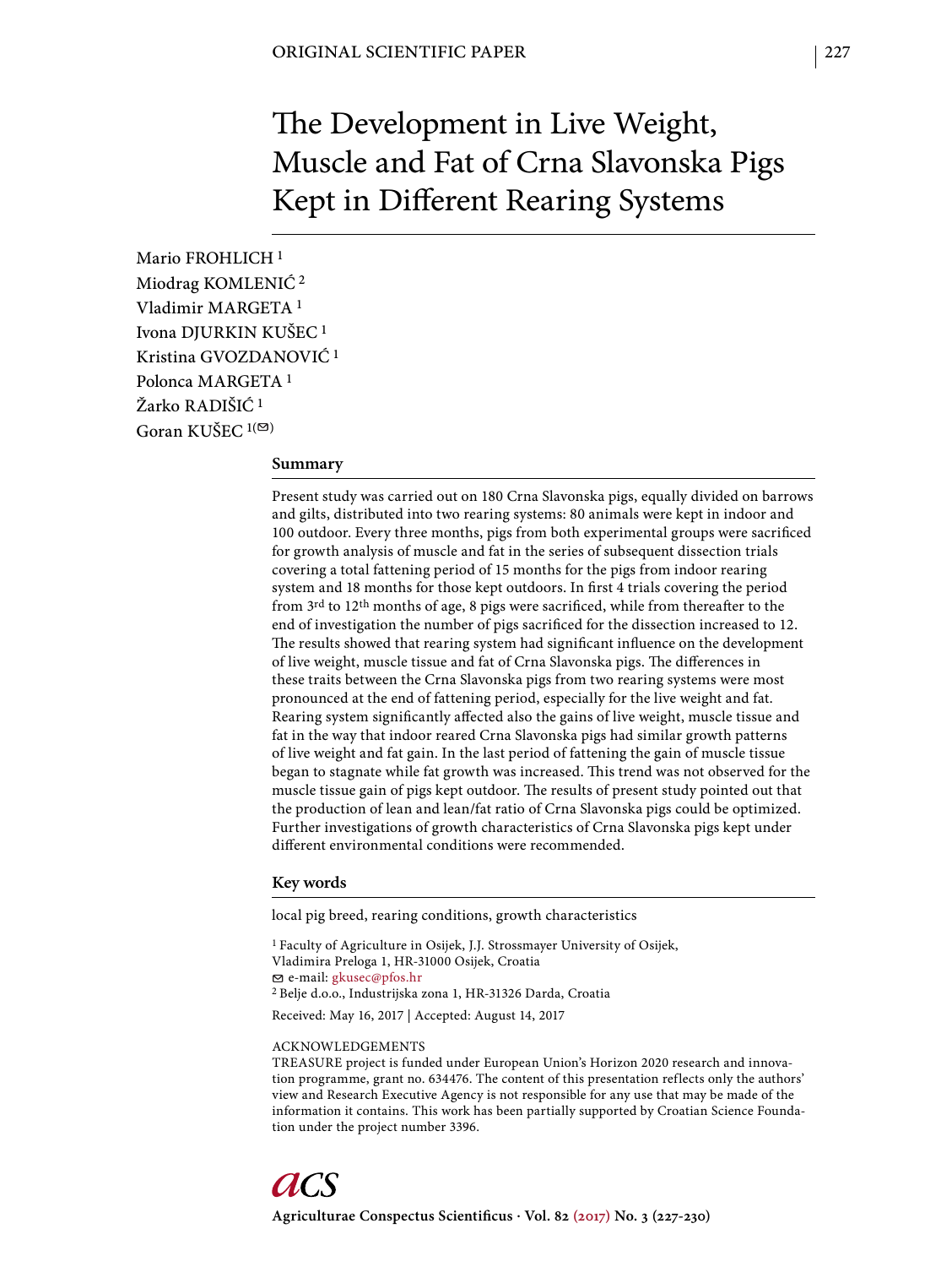ORIGINAL SCIENTIFIC PAPER

# The Development in Live Weight, Muscle and Fat of Crna Slavonska Pigs Kept in Different Rearing Systems

Mario FROHLICH [1]
Miodrag KOMLENIĆ [2]
Vladimir MARGETA [1]
Ivona DJURKIN KUŠEC [1]
Kristina GVOZDANOVIĆ [1]
Polonca MARGETA [1]
Žarko RADIŠIĆ [1]
Goran KUŠEC [1](✉)

## Summary

Present study was carried out on 180 Crna Slavonska pigs, equally divided on barrows and gilts, distributed into two rearing systems: 80 animals were kept in indoor and 100 outdoor. Every three months, pigs from both experimental groups were sacrificed for growth analysis of muscle and fat in the series of subsequent dissection trials covering a total fattening period of 15 months for the pigs from indoor rearing system and 18 months for those kept outdoors. In first 4 trials covering the period from 3rd to 12th months of age, 8 pigs were sacrificed, while from thereafter to the end of investigation the number of pigs sacrificed for the dissection increased to 12. The results showed that rearing system had significant influence on the development of live weight, muscle tissue and fat of Crna Slavonska pigs. The differences in these traits between the Crna Slavonska pigs from two rearing systems were most pronounced at the end of fattening period, especially for the live weight and fat. Rearing system significantly affected also the gains of live weight, muscle tissue and fat in the way that indoor reared Crna Slavonska pigs had similar growth patterns of live weight and fat gain. In the last period of fattening the gain of muscle tissue began to stagnate while fat growth was increased. This trend was not observed for the muscle tissue gain of pigs kept outdoor. The results of present study pointed out that the production of lean and lean/fat ratio of Crna Slavonska pigs could be optimized. Further investigations of growth characteristics of Crna Slavonska pigs kept under different environmental conditions were recommended.

## Key words

local pig breed, rearing conditions, growth characteristics

[1] Faculty of Agriculture in Osijek, J.J. Strossmayer University of Osijek, Vladimira Preloga 1, HR-31000 Osijek, Croatia
✉ e-mail: gkusec@pfos.hr
[2] Belje d.o.o., Industrijska zona 1, HR-31326 Darda, Croatia

Received: May 16, 2017 | Accepted: August 14, 2017

ACKNOWLEDGEMENTS
TREASURE project is funded under European Union's Horizon 2020 research and innovation programme, grant no. 634476. The content of this presentation reflects only the authors' view and Research Executive Agency is not responsible for any use that may be made of the information it contains. This work has been partially supported by Croatian Science Foundation under the project number 3396.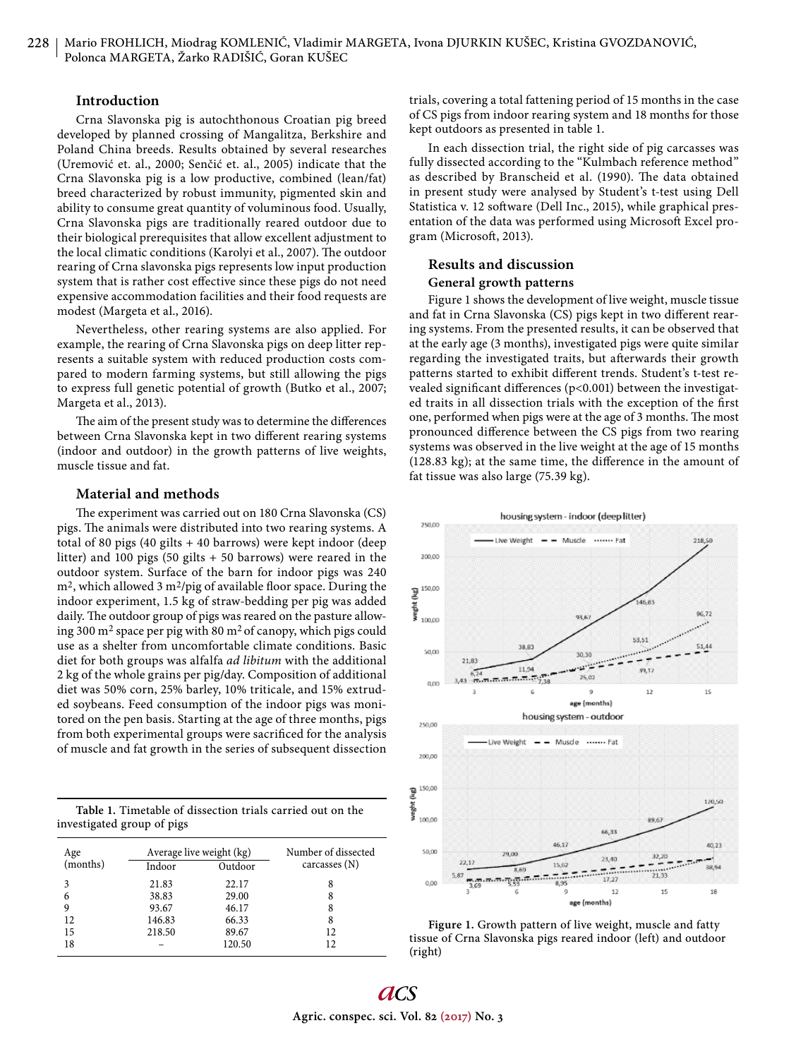## Introduction

Crna Slavonska pig is autochthonous Croatian pig breed developed by planned crossing of Mangalitza, Berkshire and Poland China breeds. Results obtained by several researches (Uremović et. al., 2000; Senčić et. al., 2005) indicate that the Crna Slavonska pig is a low productive, combined (lean/fat) breed characterized by robust immunity, pigmented skin and ability to consume great quantity of voluminous food. Usually, Crna Slavonska pigs are traditionally reared outdoor due to their biological prerequisites that allow excellent adjustment to the local climatic conditions (Karolyi et al., 2007). The outdoor rearing of Crna slavonska pigs represents low input production system that is rather cost effective since these pigs do not need expensive accommodation facilities and their food requests are modest (Margeta et al., 2016).

Nevertheless, other rearing systems are also applied. For example, the rearing of Crna Slavonska pigs on deep litter represents a suitable system with reduced production costs compared to modern farming systems, but still allowing the pigs to express full genetic potential of growth (Butko et al., 2007; Margeta et al., 2013).

The aim of the present study was to determine the differences between Crna Slavonska kept in two different rearing systems (indoor and outdoor) in the growth patterns of live weights, muscle tissue and fat.

## Material and methods

The experiment was carried out on 180 Crna Slavonska (CS) pigs. The animals were distributed into two rearing systems. A total of 80 pigs (40 gilts + 40 barrows) were kept indoor (deep litter) and 100 pigs (50 gilts + 50 barrows) were reared in the outdoor system. Surface of the barn for indoor pigs was 240 $m^2$, which allowed 3 $m^2$/pig of available floor space. During the indoor experiment, 1.5 kg of straw-bedding per pig was added daily. The outdoor group of pigs was reared on the pasture allowing 300 $m^2$ space per pig with 80 $m^2$ of canopy, which pigs could use as a shelter from uncomfortable climate conditions. Basic diet for both groups was alfalfa *ad libitum* with the additional 2 kg of the whole grains per pig/day. Composition of additional diet was 50% corn, 25% barley, 10% triticale, and 15% extruded soybeans. Feed consumption of the indoor pigs was monitored on the pen basis. Starting at the age of three months, pigs from both experimental groups were sacrificed for the analysis of muscle and fat growth in the series of subsequent dissection trials, covering a total fattening period of 15 months in the case of CS pigs from indoor rearing system and 18 months for those kept outdoors as presented in table 1.

**Table 1.** Timetable of dissection trials carried out on the investigated group of pigs

| Age (months) | Average live weight (kg) | | Number of dissected carcasses (N) |
|---|---|---|---|
| | Indoor | Outdoor | |
| 3 | 21.83 | 22.17 | 8 |
| 6 | 38.83 | 29.00 | 8 |
| 9 | 93.67 | 46.17 | 8 |
| 12 | 146.83 | 66.33 | 8 |
| 15 | 218.50 | 89.67 | 12 |
| 18 | – | 120.50 | 12 |

In each dissection trial, the right side of pig carcasses was fully dissected according to the "Kulmbach reference method" as described by Branscheid et al. (1990). The data obtained in present study were analysed by Student's t-test using Dell Statistica v. 12 software (Dell Inc., 2015), while graphical presentation of the data was performed using Microsoft Excel program (Microsoft, 2013).

## Results and discussion

### General growth patterns

Figure 1 shows the development of live weight, muscle tissue and fat in Crna Slavonska (CS) pigs kept in two different rearing systems. From the presented results, it can be observed that at the early age (3 months), investigated pigs were quite similar regarding the investigated traits, but afterwards their growth patterns started to exhibit different trends. Student's t-test revealed significant differences ($p<0.001$) between the investigated traits in all dissection trials with the exception of the first one, performed when pigs were at the age of 3 months. The most pronounced difference between the CS pigs from two rearing systems was observed in the live weight at the age of 15 months (128.83 kg); at the same time, the difference in the amount of fat tissue was also large (75.39 kg).

**Figure 1.** Growth pattern of live weight, muscle and fatty tissue of Crna Slavonska pigs reared indoor (left) and outdoor (right)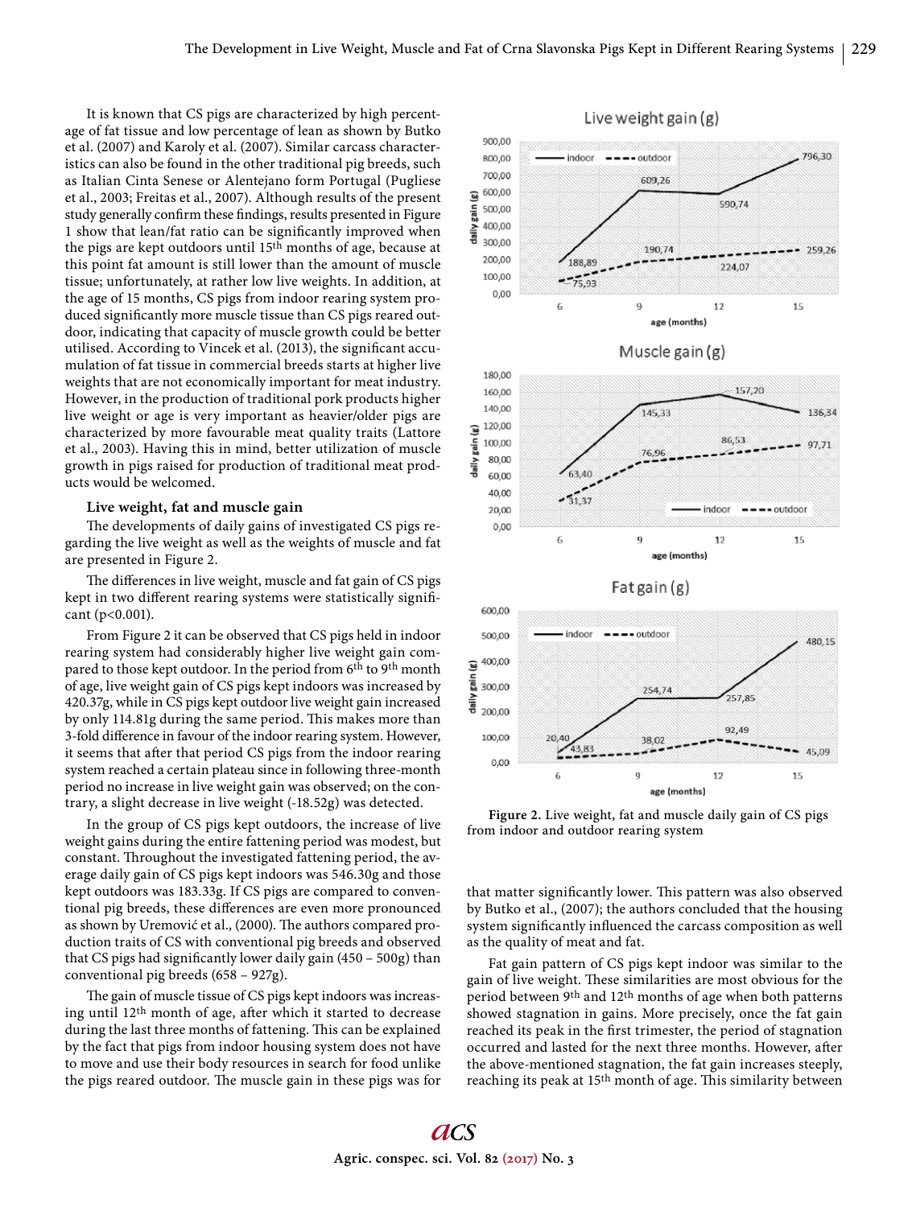It is known that CS pigs are characterized by high percentage of fat tissue and low percentage of lean as shown by Butko et al. (2007) and Karoly et al. (2007). Similar carcass characteristics can also be found in the other traditional pig breeds, such as Italian Cinta Senese or Alentejano form Portugal (Pugliese et al., 2003; Freitas et al., 2007). Although results of the present study generally confirm these findings, results presented in Figure 1 show that lean/fat ratio can be significantly improved when the pigs are kept outdoors until 15th months of age, because at this point fat amount is still lower than the amount of muscle tissue; unfortunately, at rather low live weights. In addition, at the age of 15 months, CS pigs from indoor rearing system produced significantly more muscle tissue than CS pigs reared outdoor, indicating that capacity of muscle growth could be better utilised. According to Vincek et al. (2013), the significant accumulation of fat tissue in commercial breeds starts at higher live weights that are not economically important for meat industry. However, in the production of traditional pork products higher live weight or age is very important as heavier/older pigs are characterized by more favourable meat quality traits (Lattore et al., 2003). Having this in mind, better utilization of muscle growth in pigs raised for production of traditional meat products would be welcomed.

**Live weight, fat and muscle gain**

The developments of daily gains of investigated CS pigs regarding the live weight as well as the weights of muscle and fat are presented in Figure 2.

The differences in live weight, muscle and fat gain of CS pigs kept in two different rearing systems were statistically significant ($p<0.001$).

From Figure 2 it can be observed that CS pigs held in indoor rearing system had considerably higher live weight gain compared to those kept outdoor. In the period from 6th to 9th month of age, live weight gain of CS pigs kept indoors was increased by 420.37g, while in CS pigs kept outdoor live weight gain increased by only 114.81g during the same period. This makes more than 3-fold difference in favour of the indoor rearing system. However, it seems that after that period CS pigs from the indoor rearing system reached a certain plateau since in following three-month period no increase in live weight gain was observed; on the contrary, a slight decrease in live weight (-18.52g) was detected.

In the group of CS pigs kept outdoors, the increase of live weight gains during the entire fattening period was modest, but constant. Throughout the investigated fattening period, the average daily gain of CS pigs kept indoors was 546.30g and those kept outdoors was 183.33g. If CS pigs are compared to conventional pig breeds, these differences are even more pronounced as shown by Uremović et al., (2000). The authors compared production traits of CS with conventional pig breeds and observed that CS pigs had significantly lower daily gain (450 – 500g) than conventional pig breeds (658 – 927g).

The gain of muscle tissue of CS pigs kept indoors was increasing until 12th month of age, after which it started to decrease during the last three months of fattening. This can be explained by the fact that pigs from indoor housing system does not have to move and use their body resources in search for food unlike the pigs reared outdoor. The muscle gain in these pigs was for that matter significantly lower. This pattern was also observed by Butko et al., (2007); the authors concluded that the housing system significantly influenced the carcass composition as well as the quality of meat and fat.

Fat gain pattern of CS pigs kept indoor was similar to the gain of live weight. These similarities are most obvious for the period between 9th and 12th months of age when both patterns showed stagnation in gains. More precisely, once the fat gain reached its peak in the first trimester, the period of stagnation occurred and lasted for the next three months. However, after the above-mentioned stagnation, the fat gain increases steeply, reaching its peak at 15th month of age. This similarity between

**Figure 2.** Live weight, fat and muscle daily gain of CS pigs from indoor and outdoor rearing system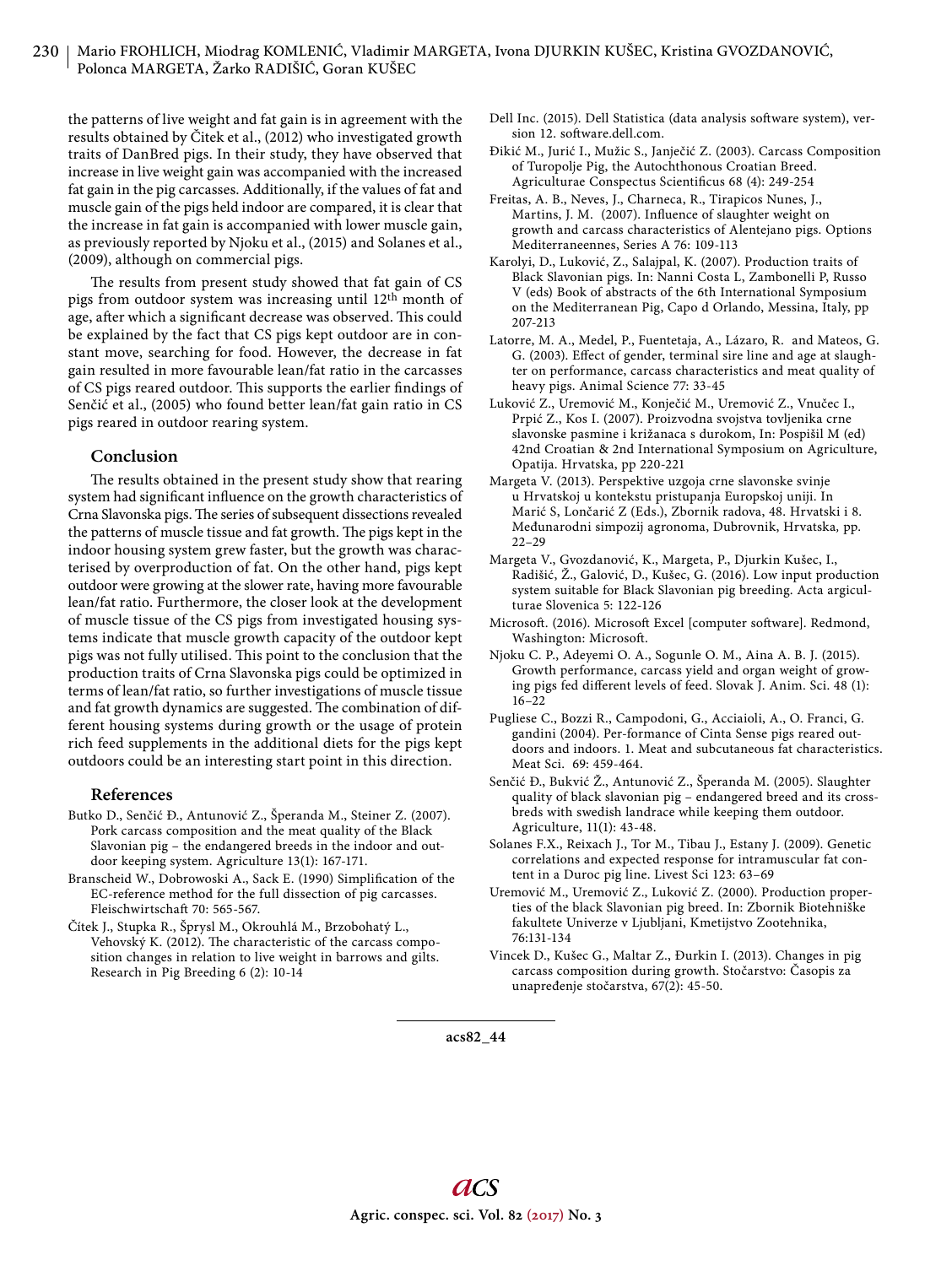the patterns of live weight and fat gain is in agreement with the results obtained by Čitek et al., (2012) who investigated growth traits of DanBred pigs. In their study, they have observed that increase in live weight gain was accompanied with the increased fat gain in the pig carcasses. Additionally, if the values of fat and muscle gain of the pigs held indoor are compared, it is clear that the increase in fat gain is accompanied with lower muscle gain, as previously reported by Njoku et al., (2015) and Solanes et al., (2009), although on commercial pigs.

The results from present study showed that fat gain of CS pigs from outdoor system was increasing until 12th month of age, after which a significant decrease was observed. This could be explained by the fact that CS pigs kept outdoor are in constant move, searching for food. However, the decrease in fat gain resulted in more favourable lean/fat ratio in the carcasses of CS pigs reared outdoor. This supports the earlier findings of Senčić et al., (2005) who found better lean/fat gain ratio in CS pigs reared in outdoor rearing system.

## Conclusion

The results obtained in the present study show that rearing system had significant influence on the growth characteristics of Crna Slavonska pigs. The series of subsequent dissections revealed the patterns of muscle tissue and fat growth. The pigs kept in the indoor housing system grew faster, but the growth was characterised by overproduction of fat. On the other hand, pigs kept outdoor were growing at the slower rate, having more favourable lean/fat ratio. Furthermore, the closer look at the development of muscle tissue of the CS pigs from investigated housing systems indicate that muscle growth capacity of the outdoor kept pigs was not fully utilised. This point to the conclusion that the production traits of Crna Slavonska pigs could be optimized in terms of lean/fat ratio, so further investigations of muscle tissue and fat growth dynamics are suggested. The combination of different housing systems during growth or the usage of protein rich feed supplements in the additional diets for the pigs kept outdoors could be an interesting start point in this direction.

## References

Butko D., Senčić Đ., Antunović Z., Šperanda M., Steiner Z. (2007). Pork carcass composition and the meat quality of the Black Slavonian pig – the endangered breeds in the indoor and outdoor keeping system. Agriculture 13(1): 167-171.

Branscheid W., Dobrowoski A., Sack E. (1990) Simplification of the EC-reference method for the full dissection of pig carcasses. Fleischwirtschaft 70: 565-567.

Čítek J., Stupka R., Šprysl M., Okrouhlá M., Brzobohatý L., Vehovský K. (2012). The characteristic of the carcass composition changes in relation to live weight in barrows and gilts. Research in Pig Breeding 6 (2): 10-14

Dell Inc. (2015). Dell Statistica (data analysis software system), version 12. software.dell.com.

Đikić M., Jurić I., Mužic S., Janječić Z. (2003). Carcass Composition of Turopolje Pig, the Autochthonous Croatian Breed. Agriculturae Conspectus Scientificus 68 (4): 249-254

Freitas, A. B., Neves, J., Charneca, R., Tirapicos Nunes, J., Martins, J. M. (2007). Influence of slaughter weight on growth and carcass characteristics of Alentejano pigs. Options Mediterraneennes, Series A 76: 109-113

Karolyi, D., Luković, Z., Salajpal, K. (2007). Production traits of Black Slavonian pigs. In: Nanni Costa L, Zambonelli P, Russo V (eds) Book of abstracts of the 6th International Symposium on the Mediterranean Pig, Capo d Orlando, Messina, Italy, pp 207-213

Latorre, M. A., Medel, P., Fuentetaja, A., Lázaro, R. and Mateos, G. G. (2003). Effect of gender, terminal sire line and age at slaughter on performance, carcass characteristics and meat quality of heavy pigs. Animal Science 77: 33-45

Luković Z., Uremović M., Konječić M., Uremović Z., Vnučec I., Prpić Z., Kos I. (2007). Proizvodna svojstva tovljenika crne slavonske pasmine i križanaca s durokom, In: Pospišil M (ed) 42nd Croatian & 2nd International Symposium on Agriculture, Opatija. Hrvatska, pp 220-221

Margeta V. (2013). Perspektive uzgoja crne slavonske svinje u Hrvatskoj u kontekstu pristupanja Europskoj uniji. In Marić S, Lončarić Z (Eds.), Zbornik radova, 48. Hrvatski i 8. Međunarodni simpozij agronoma, Dubrovnik, Hrvatska, pp. 22–29

Margeta V., Gvozdanović, K., Margeta, P., Djurkin Kušec, I., Radišić, Ž., Galović, D., Kušec, G. (2016). Low input production system suitable for Black Slavonian pig breeding. Acta agriculturae Slovenica 5: 122-126

Microsoft. (2016). Microsoft Excel [computer software]. Redmond, Washington: Microsoft.

Njoku C. P., Adeyemi O. A., Sogunle O. M., Aina A. B. J. (2015). Growth performance, carcass yield and organ weight of growing pigs fed different levels of feed. Slovak J. Anim. Sci. 48 (1): 16–22

Pugliese C., Bozzi R., Campodoni, G., Acciaioli, A., O. Franci, G. gandini (2004). Per-formance of Cinta Sense pigs reared outdoors and indoors. 1. Meat and subcutaneous fat characteristics. Meat Sci. 69: 459-464.

Senčić Đ., Bukvić Ž., Antunović Z., Šperanda M. (2005). Slaughter quality of black slavonian pig – endangered breed and its crossbreds with swedish landrace while keeping them outdoor. Agriculture, 11(1): 43-48.

Solanes F.X., Reixach J., Tor M., Tibau J., Estany J. (2009). Genetic correlations and expected response for intramuscular fat content in a Duroc pig line. Livest Sci 123: 63–69

Uremović M., Uremović Z., Luković Z. (2000). Production properties of the black Slavonian pig breed. In: Zbornik Biotehniške fakultete Univerze v Ljubljani, Kmetijstvo Zootehnika, 76:131-134

Vincek D., Kušec G., Maltar Z., Đurkin I. (2013). Changes in pig carcass composition during growth. Stočarstvo: Časopis za unapređenje stočarstva, 67(2): 45-50.

acs82_44